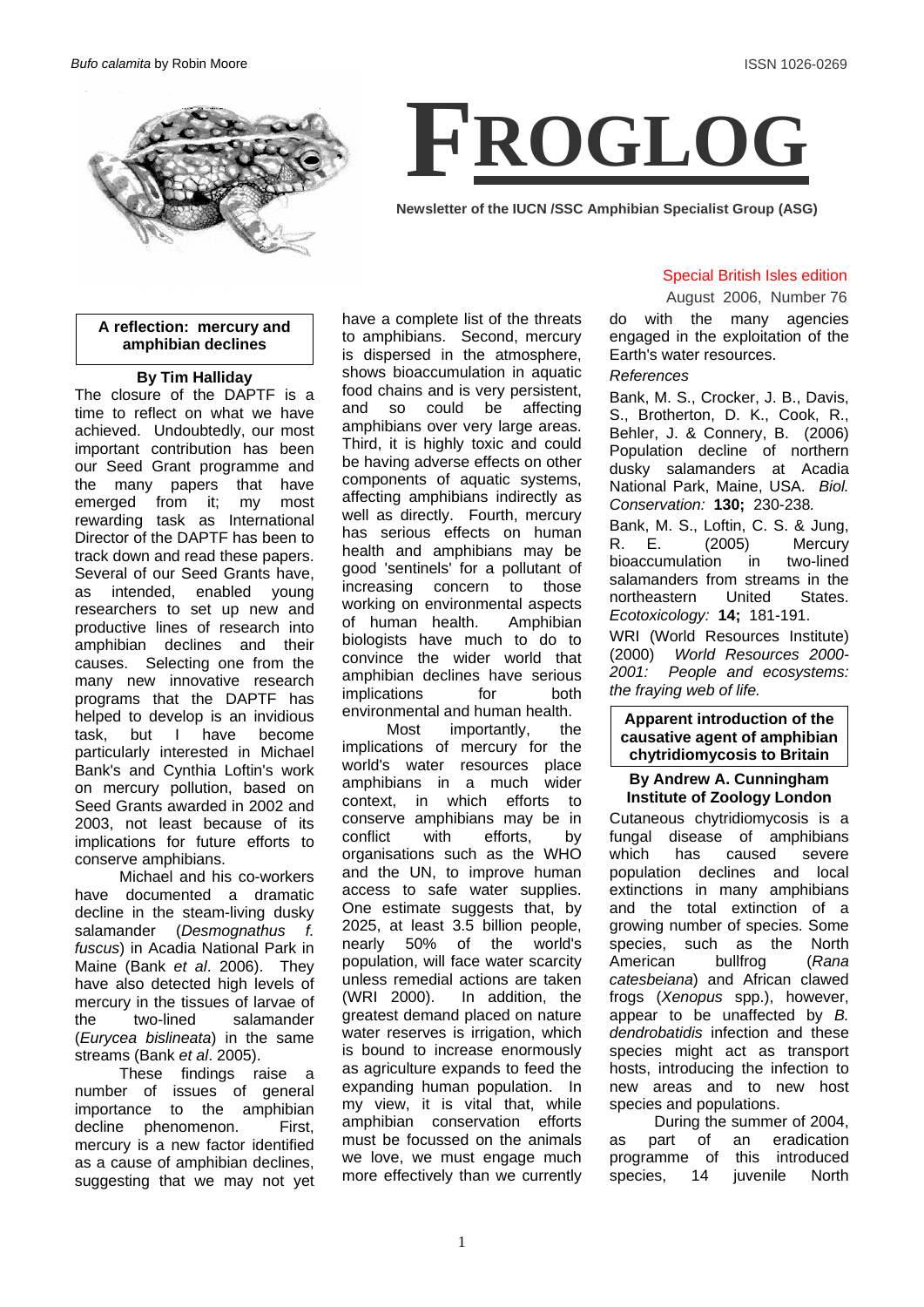*Bufo calamita* by Robin Moore

ISSN 1026-0269

# FROGLOG

**Newsletter of the IUCN /SSC Amphibian Specialist Group (ASG)**

Special British Isles edition

August 2006, Number 76

## A reflection: mercury and amphibian declines

**By Tim Halliday**

The closure of the DAPTF is a time to reflect on what we have achieved. Undoubtedly, our most important contribution has been our Seed Grant programme and the many papers that have emerged from it; my most rewarding task as International Director of the DAPTF has been to track down and read these papers. Several of our Seed Grants have, as intended, enabled young researchers to set up new and productive lines of research into amphibian declines and their causes. Selecting one from the many new innovative research programs that the DAPTF has helped to develop is an invidious task, but I have become particularly interested in Michael Bank's and Cynthia Loftin's work on mercury pollution, based on Seed Grants awarded in 2002 and 2003, not least because of its implications for future efforts to conserve amphibians.

Michael and his co-workers have documented a dramatic decline in the steam-living dusky salamander (*Desmognathus f. fuscus*) in Acadia National Park in Maine (Bank *et al*. 2006). They have also detected high levels of mercury in the tissues of larvae of the two-lined salamander (*Eurycea bislineata*) in the same streams (Bank *et al*. 2005).

These findings raise a number of issues of general importance to the amphibian decline phenomenon. First, mercury is a new factor identified as a cause of amphibian declines, suggesting that we may not yet have a complete list of the threats to amphibians. Second, mercury is dispersed in the atmosphere, shows bioaccumulation in aquatic food chains and is very persistent, and so could be affecting amphibians over very large areas. Third, it is highly toxic and could be having adverse effects on other components of aquatic systems, affecting amphibians indirectly as well as directly. Fourth, mercury has serious effects on human health and amphibians may be good 'sentinels' for a pollutant of increasing concern to those working on environmental aspects of human health. Amphibian biologists have much to do to convince the wider world that amphibian declines have serious implications for both environmental and human health.

Most importantly, the implications of mercury for the world's water resources place amphibians in a much wider context, in which efforts to conserve amphibians may be in conflict with efforts, by organisations such as the WHO and the UN, to improve human access to safe water supplies. One estimate suggests that, by 2025, at least 3.5 billion people, nearly 50% of the world's population, will face water scarcity unless remedial actions are taken (WRI 2000). In addition, the greatest demand placed on nature water reserves is irrigation, which is bound to increase enormously as agriculture expands to feed the expanding human population. In my view, it is vital that, while amphibian conservation efforts must be focussed on the animals we love, we must engage much more effectively than we currently do with the many agencies engaged in the exploitation of the Earth's water resources.

*References*

Bank, M. S., Crocker, J. B., Davis, S., Brotherton, D. K., Cook, R., Behler, J. & Connery, B. (2006) Population decline of northern dusky salamanders at Acadia National Park, Maine, USA. *Biol. Conservation:* **130;** 230-238*.*

Bank, M. S., Loftin, C. S. & Jung, R. E. (2005) Mercury bioaccumulation in two-lined salamanders from streams in the northeastern United States. *Ecotoxicology:* **14;** 181-191.

WRI (World Resources Institute) (2000) *World Resources 2000-2001: People and ecosystems: the fraying web of life.*

## Apparent introduction of the causative agent of amphibian chytridiomycosis to Britain

**By Andrew A. Cunningham**
**Institute of Zoology London**

Cutaneous chytridiomycosis is a fungal disease of amphibians which has caused severe population declines and local extinctions in many amphibians and the total extinction of a growing number of species. Some species, such as the North American bullfrog (*Rana catesbeiana*) and African clawed frogs (*Xenopus* spp.), however, appear to be unaffected by *B. dendrobatidis* infection and these species might act as transport hosts, introducing the infection to new areas and to new host species and populations.

During the summer of 2004, as part of an eradication programme of this introduced species, 14 juvenile North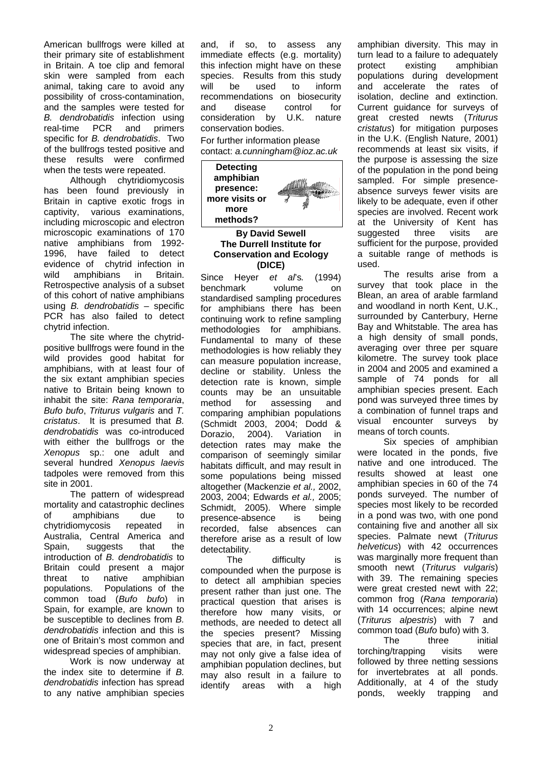American bullfrogs were killed at their primary site of establishment in Britain. A toe clip and femoral skin were sampled from each animal, taking care to avoid any possibility of cross-contamination, and the samples were tested for *B. dendrobatidis* infection using real-time PCR and primers specific for *B. dendrobatidis*. Two of the bullfrogs tested positive and these results were confirmed when the tests were repeated.

Although chytridiomycosis has been found previously in Britain in captive exotic frogs in captivity, various examinations, including microscopic and electron microscopic examinations of 170 native amphibians from 1992-1996, have failed to detect evidence of chytrid infection in wild amphibians in Britain. Retrospective analysis of a subset of this cohort of native amphibians using *B. dendrobatidis* – specific PCR has also failed to detect chytrid infection.

The site where the chytrid-positive bullfrogs were found in the wild provides good habitat for amphibians, with at least four of the six extant amphibian species native to Britain being known to inhabit the site: *Rana temporaria*, *Bufo bufo*, *Triturus vulgaris* and *T. cristatus*. It is presumed that *B. dendrobatidis* was co-introduced with either the bullfrogs or the *Xenopus* sp.: one adult and several hundred *Xenopus laevis* tadpoles were removed from this site in 2001.

The pattern of widespread mortality and catastrophic declines of amphibians due to chytridiomycosis repeated in Australia, Central America and Spain, suggests that the introduction of *B. dendrobatidis* to Britain could present a major threat to native amphibian populations. Populations of the common toad (*Bufo bufo*) in Spain, for example, are known to be susceptible to declines from *B. dendrobatidis* infection and this is one of Britain's most common and widespread species of amphibian.

Work is now underway at the index site to determine if *B. dendrobatidis* infection has spread to any native amphibian species and, if so, to assess any immediate effects (e.g. mortality) this infection might have on these species. Results from this study will be used to inform recommendations on biosecurity and disease control for consideration by U.K. nature conservation bodies.

For further information please contact: *a.cunningham@ioz.ac.uk*

## Detecting amphibian presence: more visits or more methods?

**By David Sewell**
**The Durrell Institute for Conservation and Ecology (DICE)**

Since Heyer *et al*'s*.* (1994) benchmark volume on standardised sampling procedures for amphibians there has been continuing work to refine sampling methodologies for amphibians. Fundamental to many of these methodologies is how reliably they can measure population increase, decline or stability. Unless the detection rate is known, simple counts may be an unsuitable method for assessing and comparing amphibian populations (Schmidt 2003, 2004; Dodd & Dorazio, 2004). Variation in detection rates may make the comparison of seemingly similar habitats difficult, and may result in some populations being missed altogether (Mackenzie *et al.,* 2002, 2003, 2004; Edwards *et al.,* 2005; Schmidt, 2005). Where simple presence-absence is being recorded, false absences can therefore arise as a result of low detectability.

The difficulty is compounded when the purpose is to detect all amphibian species present rather than just one. The practical question that arises is therefore how many visits, or methods, are needed to detect all the species present? Missing species that are, in fact, present may not only give a false idea of amphibian population declines, but may also result in a failure to identify areas with a high amphibian diversity. This may in turn lead to a failure to adequately protect existing amphibian populations during development and accelerate the rates of isolation, decline and extinction. Current guidance for surveys of great crested newts (*Triturus cristatus*) for mitigation purposes in the U.K. (English Nature, 2001) recommends at least six visits, if the purpose is assessing the size of the population in the pond being sampled. For simple presence-absence surveys fewer visits are likely to be adequate, even if other species are involved. Recent work at the University of Kent has suggested three visits are sufficient for the purpose, provided a suitable range of methods is used.

The results arise from a survey that took place in the Blean, an area of arable farmland and woodland in north Kent, U.K., surrounded by Canterbury, Herne Bay and Whitstable. The area has a high density of small ponds, averaging over three per square kilometre. The survey took place in 2004 and 2005 and examined a sample of 74 ponds for all amphibian species present. Each pond was surveyed three times by a combination of funnel traps and visual encounter surveys by means of torch counts.

Six species of amphibian were located in the ponds, five native and one introduced. The results showed at least one amphibian species in 60 of the 74 ponds surveyed. The number of species most likely to be recorded in a pond was two, with one pond containing five and another all six species. Palmate newt (*Triturus helveticus*) with 42 occurrences was marginally more frequent than smooth newt (*Triturus vulgaris*) with 39. The remaining species were great crested newt with 22; common frog (*Rana temporaria*) with 14 occurrences; alpine newt (*Triturus alpestris*) with 7 and common toad (*Bufo* bufo) with 3.

The three initial torching/trapping visits were followed by three netting sessions for invertebrates at all ponds. Additionally, at 4 of the study ponds, weekly trapping and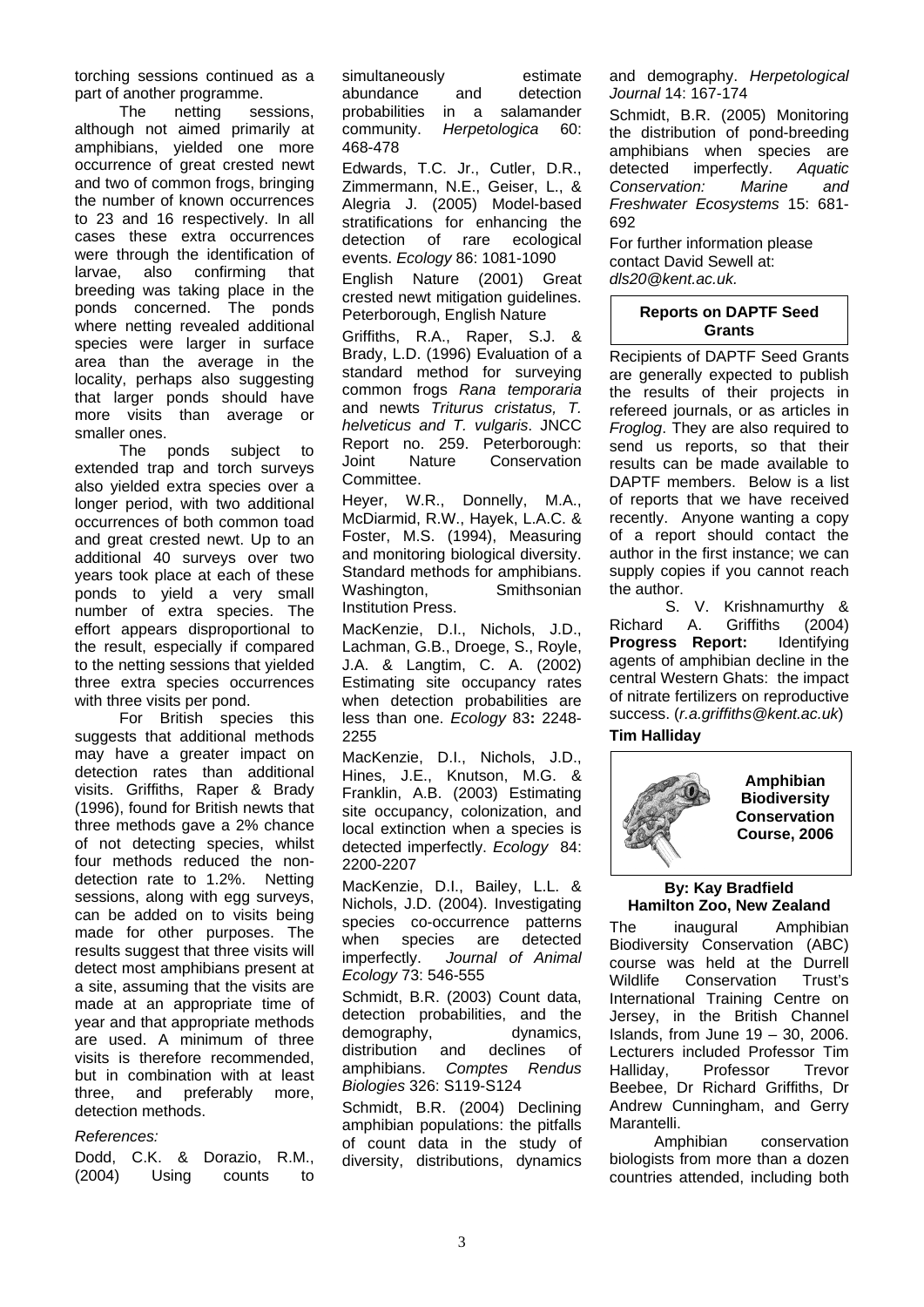torching sessions continued as a part of another programme.

The netting sessions, although not aimed primarily at amphibians, yielded one more occurrence of great crested newt and two of common frogs, bringing the number of known occurrences to 23 and 16 respectively. In all cases these extra occurrences were through the identification of larvae, also confirming that breeding was taking place in the ponds concerned. The ponds where netting revealed additional species were larger in surface area than the average in the locality, perhaps also suggesting that larger ponds should have more visits than average or smaller ones.

The ponds subject to extended trap and torch surveys also yielded extra species over a longer period, with two additional occurrences of both common toad and great crested newt. Up to an additional 40 surveys over two years took place at each of these ponds to yield a very small number of extra species. The effort appears disproportional to the result, especially if compared to the netting sessions that yielded three extra species occurrences with three visits per pond.

For British species this suggests that additional methods may have a greater impact on detection rates than additional visits. Griffiths, Raper & Brady (1996), found for British newts that three methods gave a 2% chance of not detecting species, whilst four methods reduced the non-detection rate to 1.2%. Netting sessions, along with egg surveys, can be added on to visits being made for other purposes. The results suggest that three visits will detect most amphibians present at a site, assuming that the visits are made at an appropriate time of year and that appropriate methods are used. A minimum of three visits is therefore recommended, but in combination with at least three, and preferably more, detection methods.

*References:*

Dodd, C.K. & Dorazio, R.M., (2004) Using counts to simultaneously estimate abundance and detection probabilities in a salamander community. *Herpetologica* 60: 468-478

Edwards, T.C. Jr., Cutler, D.R., Zimmermann, N.E., Geiser, L., & Alegria J. (2005) Model-based stratifications for enhancing the detection of rare ecological events. *Ecology* 86: 1081-1090

English Nature (2001) Great crested newt mitigation guidelines. Peterborough, English Nature

Griffiths, R.A., Raper, S.J. & Brady, L.D. (1996) Evaluation of a standard method for surveying common frogs *Rana temporaria* and newts *Triturus cristatus, T. helveticus and T. vulgaris*. JNCC Report no. 259. Peterborough: Joint Nature Conservation Committee.

Heyer, W.R., Donnelly, M.A., McDiarmid, R.W., Hayek, L.A.C. & Foster, M.S. (1994), Measuring and monitoring biological diversity. Standard methods for amphibians. Washington, Smithsonian Institution Press.

MacKenzie, D.I., Nichols, J.D., Lachman, G.B., Droege, S., Royle, J.A. & Langtim, C. A. (2002) Estimating site occupancy rates when detection probabilities are less than one. *Ecology* 83**:** 2248-2255

MacKenzie, D.I., Nichols, J.D., Hines, J.E., Knutson, M.G. & Franklin, A.B. (2003) Estimating site occupancy, colonization, and local extinction when a species is detected imperfectly. *Ecology* 84: 2200-2207

MacKenzie, D.I., Bailey, L.L. & Nichols, J.D. (2004). Investigating species co-occurrence patterns when species are detected imperfectly. *Journal of Animal Ecology* 73: 546-555

Schmidt, B.R. (2003) Count data, detection probabilities, and the demography, dynamics, distribution and declines of amphibians. *Comptes Rendus Biologies* 326: S119-S124

Schmidt, B.R. (2004) Declining amphibian populations: the pitfalls of count data in the study of diversity, distributions, dynamics and demography. *Herpetological Journal* 14: 167-174

Schmidt, B.R. (2005) Monitoring the distribution of pond-breeding amphibians when species are detected imperfectly. *Aquatic Conservation: Marine and Freshwater Ecosystems* 15: 681-692

For further information please contact David Sewell at: *dls20@kent.ac.uk.*

## Reports on DAPTF Seed Grants

Recipients of DAPTF Seed Grants are generally expected to publish the results of their projects in refereed journals, or as articles in *Froglog*. They are also required to send us reports, so that their results can be made available to DAPTF members. Below is a list of reports that we have received recently. Anyone wanting a copy of a report should contact the author in the first instance; we can supply copies if you cannot reach the author.

S. V. Krishnamurthy & Richard A. Griffiths (2004) **Progress Report:** Identifying agents of amphibian decline in the central Western Ghats: the impact of nitrate fertilizers on reproductive success. (*r.a.griffiths@kent.ac.uk*)

**Tim Halliday**

## Amphibian Biodiversity Conservation Course, 2006

**By: Kay Bradfield**
**Hamilton Zoo, New Zealand**

The inaugural Amphibian Biodiversity Conservation (ABC) course was held at the Durrell Wildlife Conservation Trust's International Training Centre on Jersey, in the British Channel Islands, from June 19 – 30, 2006. Lecturers included Professor Tim Halliday, Professor Trevor Beebee, Dr Richard Griffiths, Dr Andrew Cunningham, and Gerry Marantelli.

Amphibian conservation biologists from more than a dozen countries attended, including both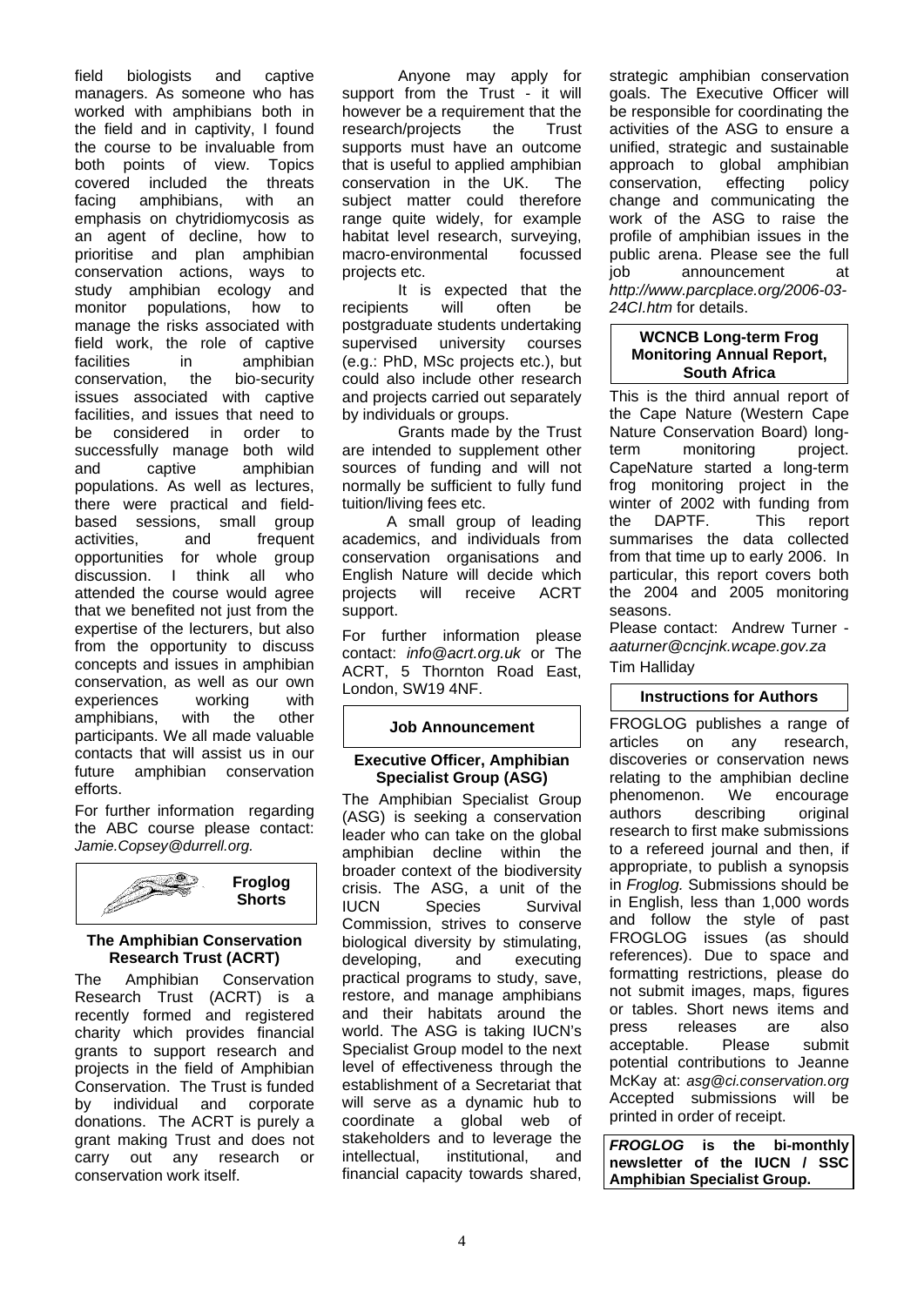field biologists and captive managers. As someone who has worked with amphibians both in the field and in captivity, I found the course to be invaluable from both points of view. Topics covered included the threats facing amphibians, with an emphasis on chytridiomycosis as an agent of decline, how to prioritise and plan amphibian conservation actions, ways to study amphibian ecology and monitor populations, how to manage the risks associated with field work, the role of captive facilities in amphibian conservation, the bio-security issues associated with captive facilities, and issues that need to be considered in order to successfully manage both wild and captive amphibian populations. As well as lectures, there were practical and field-based sessions, small group activities, and frequent opportunities for whole group discussion. I think all who attended the course would agree that we benefited not just from the expertise of the lecturers, but also from the opportunity to discuss concepts and issues in amphibian conservation, as well as our own experiences working with amphibians, with the other participants. We all made valuable contacts that will assist us in our future amphibian conservation efforts.

For further information regarding the ABC course please contact: *Jamie.Copsey@durrell.org.*

## Froglog Shorts

### The Amphibian Conservation Research Trust (ACRT)

The Amphibian Conservation Research Trust (ACRT) is a recently formed and registered charity which provides financial grants to support research and projects in the field of Amphibian Conservation. The Trust is funded by individual and corporate donations. The ACRT is purely a grant making Trust and does not carry out any research or conservation work itself.

Anyone may apply for support from the Trust - it will however be a requirement that the research/projects the Trust supports must have an outcome that is useful to applied amphibian conservation in the UK. The subject matter could therefore range quite widely, for example habitat level research, surveying, macro-environmental focussed projects etc.

It is expected that the recipients will often be postgraduate students undertaking supervised university courses (e.g.: PhD, MSc projects etc.), but could also include other research and projects carried out separately by individuals or groups.

Grants made by the Trust are intended to supplement other sources of funding and will not normally be sufficient to fully fund tuition/living fees etc.

A small group of leading academics, and individuals from conservation organisations and English Nature will decide which projects will receive ACRT support.

For further information please contact: *info@acrt.org.uk* or The ACRT, 5 Thornton Road East, London, SW19 4NF.

## Job Announcement

### Executive Officer, Amphibian Specialist Group (ASG)

The Amphibian Specialist Group (ASG) is seeking a conservation leader who can take on the global amphibian decline within the broader context of the biodiversity crisis. The ASG, a unit of the IUCN Species Survival Commission, strives to conserve biological diversity by stimulating, developing, and executing practical programs to study, save, restore, and manage amphibians and their habitats around the world. The ASG is taking IUCN's Specialist Group model to the next level of effectiveness through the establishment of a Secretariat that will serve as a dynamic hub to coordinate a global web of stakeholders and to leverage the intellectual, institutional, and financial capacity towards shared, strategic amphibian conservation goals. The Executive Officer will be responsible for coordinating the activities of the ASG to ensure a unified, strategic and sustainable approach to global amphibian conservation, effecting policy change and communicating the work of the ASG to raise the profile of amphibian issues in the public arena. Please see the full job announcement at *http://www.parcplace.org/2006-03-24CI.htm* for details.

### WCNCB Long-term Frog Monitoring Annual Report, South Africa

This is the third annual report of the Cape Nature (Western Cape Nature Conservation Board) long-term monitoring project. CapeNature started a long-term frog monitoring project in the winter of 2002 with funding from the DAPTF. This report summarises the data collected from that time up to early 2006. In particular, this report covers both the 2004 and 2005 monitoring seasons.

Please contact: Andrew Turner - *aaturner@cncjnk.wcape.gov.za*

Tim Halliday

## Instructions for Authors

FROGLOG publishes a range of articles on any research, discoveries or conservation news relating to the amphibian decline phenomenon. We encourage authors describing original research to first make submissions to a refereed journal and then, if appropriate, to publish a synopsis in *Froglog.* Submissions should be in English, less than 1,000 words and follow the style of past FROGLOG issues (as should references). Due to space and formatting restrictions, please do not submit images, maps, figures or tables. Short news items and press releases are also acceptable. Please submit potential contributions to Jeanne McKay at: *asg@ci.conservation.org* Accepted submissions will be printed in order of receipt.

***FROGLOG* is the bi-monthly newsletter of the IUCN / SSC Amphibian Specialist Group.**